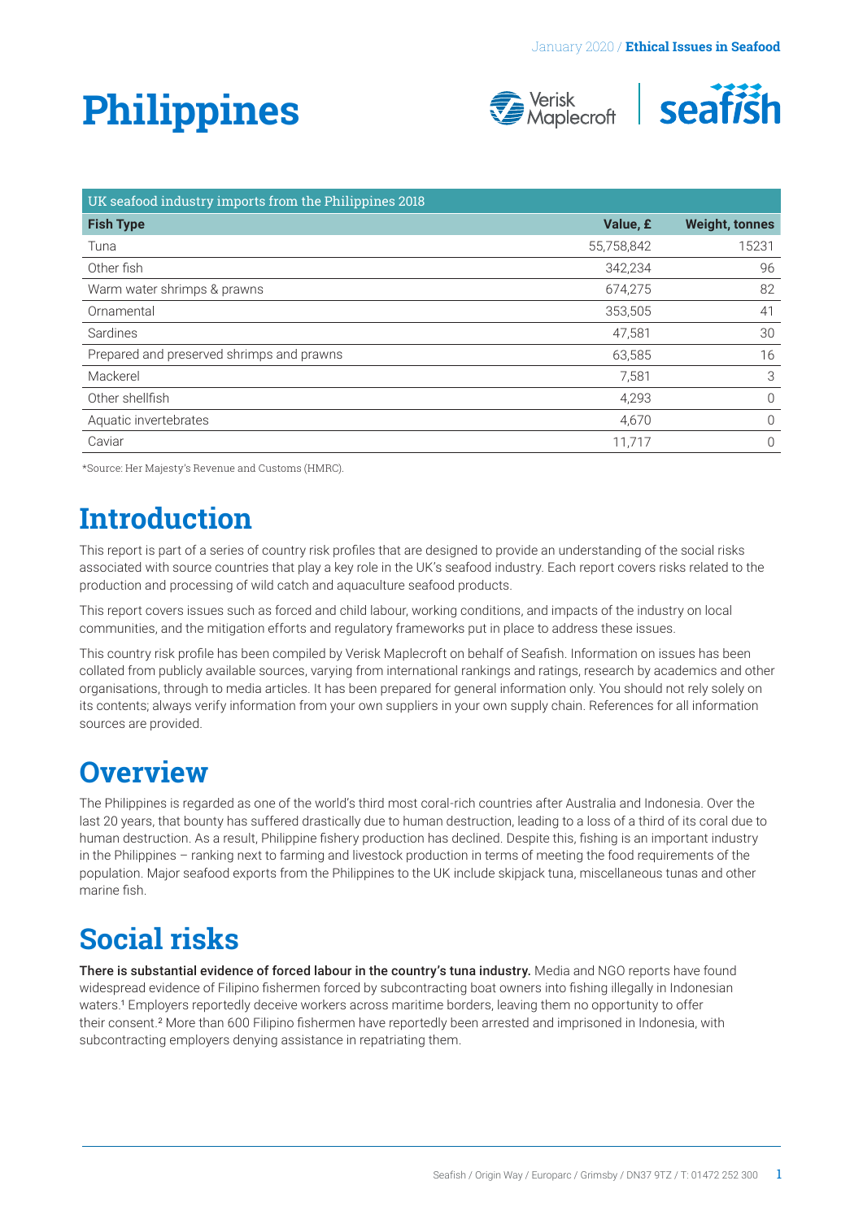# Philippines

| UK seafood industry imports from the Philippines 2018 | | |
|---|---|---|
| **Fish Type** | **Value, £** | **Weight, tonnes** |
| Tuna | 55,758,842 | 15231 |
| Other fish | 342,234 | 96 |
| Warm water shrimps & prawns | 674,275 | 82 |
| Ornamental | 353,505 | 41 |
| Sardines | 47,581 | 30 |
| Prepared and preserved shrimps and prawns | 63,585 | 16 |
| Mackerel | 7,581 | 3 |
| Other shellfish | 4,293 | 0 |
| Aquatic invertebrates | 4,670 | 0 |
| Caviar | 11,717 | 0 |

*Source: Her Majesty's Revenue and Customs (HMRC).

## Introduction

This report is part of a series of country risk profiles that are designed to provide an understanding of the social risks associated with source countries that play a key role in the UK's seafood industry. Each report covers risks related to the production and processing of wild catch and aquaculture seafood products.

This report covers issues such as forced and child labour, working conditions, and impacts of the industry on local communities, and the mitigation efforts and regulatory frameworks put in place to address these issues.

This country risk profile has been compiled by Verisk Maplecroft on behalf of Seafish. Information on issues has been collated from publicly available sources, varying from international rankings and ratings, research by academics and other organisations, through to media articles. It has been prepared for general information only. You should not rely solely on its contents; always verify information from your own suppliers in your own supply chain. References for all information sources are provided.

## Overview

The Philippines is regarded as one of the world's third most coral-rich countries after Australia and Indonesia. Over the last 20 years, that bounty has suffered drastically due to human destruction, leading to a loss of a third of its coral due to human destruction. As a result, Philippine fishery production has declined. Despite this, fishing is an important industry in the Philippines – ranking next to farming and livestock production in terms of meeting the food requirements of the population. Major seafood exports from the Philippines to the UK include skipjack tuna, miscellaneous tunas and other marine fish.

## Social risks

**There is substantial evidence of forced labour in the country's tuna industry.** Media and NGO reports have found widespread evidence of Filipino fishermen forced by subcontracting boat owners into fishing illegally in Indonesian waters.[1] Employers reportedly deceive workers across maritime borders, leaving them no opportunity to offer their consent.[2] More than 600 Filipino fishermen have reportedly been arrested and imprisoned in Indonesia, with subcontracting employers denying assistance in repatriating them.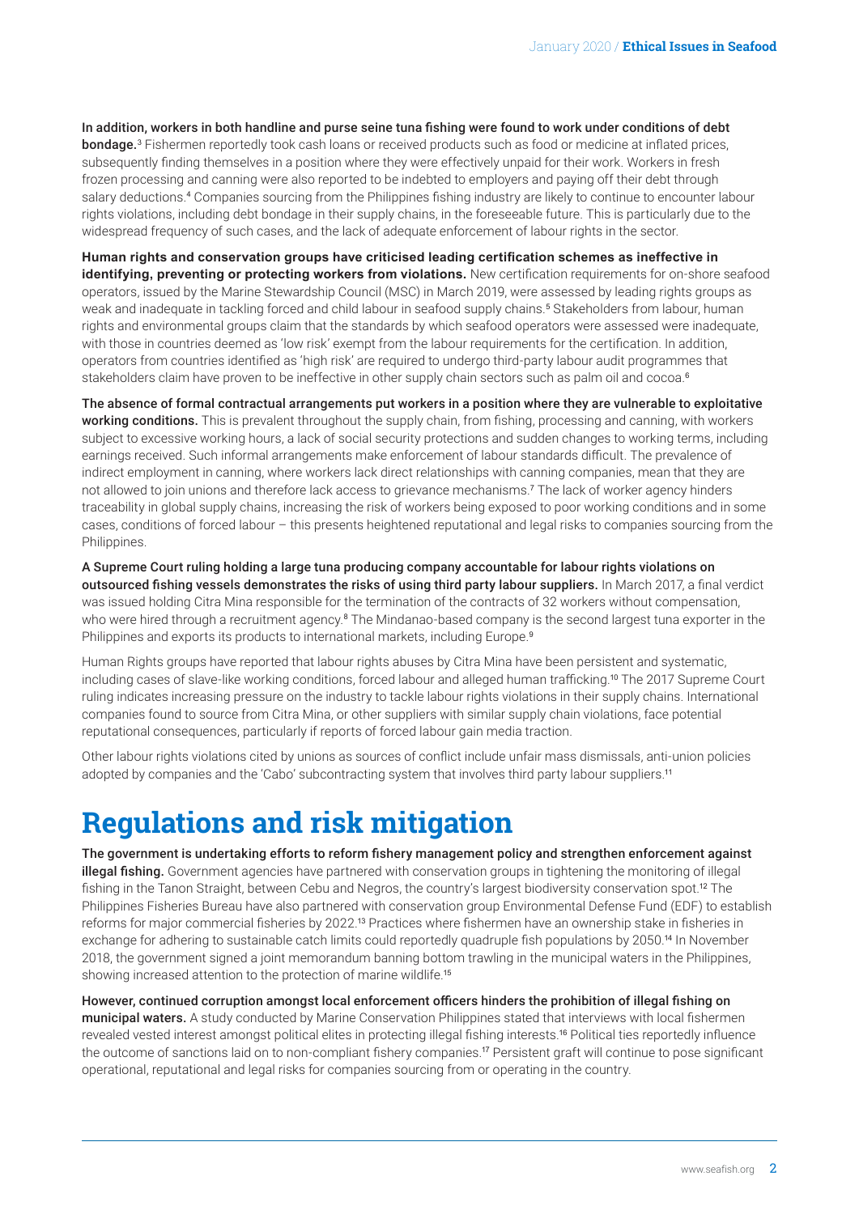**In addition, workers in both handline and purse seine tuna fishing were found to work under conditions of debt bondage.**[3] Fishermen reportedly took cash loans or received products such as food or medicine at inflated prices, subsequently finding themselves in a position where they were effectively unpaid for their work. Workers in fresh frozen processing and canning were also reported to be indebted to employers and paying off their debt through salary deductions.[4] Companies sourcing from the Philippines fishing industry are likely to continue to encounter labour rights violations, including debt bondage in their supply chains, in the foreseeable future. This is particularly due to the widespread frequency of such cases, and the lack of adequate enforcement of labour rights in the sector.

**Human rights and conservation groups have criticised leading certification schemes as ineffective in identifying, preventing or protecting workers from violations.** New certification requirements for on-shore seafood operators, issued by the Marine Stewardship Council (MSC) in March 2019, were assessed by leading rights groups as weak and inadequate in tackling forced and child labour in seafood supply chains.[5] Stakeholders from labour, human rights and environmental groups claim that the standards by which seafood operators were assessed were inadequate, with those in countries deemed as 'low risk' exempt from the labour requirements for the certification. In addition, operators from countries identified as 'high risk' are required to undergo third-party labour audit programmes that stakeholders claim have proven to be ineffective in other supply chain sectors such as palm oil and cocoa.[6]

**The absence of formal contractual arrangements put workers in a position where they are vulnerable to exploitative working conditions.** This is prevalent throughout the supply chain, from fishing, processing and canning, with workers subject to excessive working hours, a lack of social security protections and sudden changes to working terms, including earnings received. Such informal arrangements make enforcement of labour standards difficult. The prevalence of indirect employment in canning, where workers lack direct relationships with canning companies, mean that they are not allowed to join unions and therefore lack access to grievance mechanisms.[7] The lack of worker agency hinders traceability in global supply chains, increasing the risk of workers being exposed to poor working conditions and in some cases, conditions of forced labour – this presents heightened reputational and legal risks to companies sourcing from the Philippines.

**A Supreme Court ruling holding a large tuna producing company accountable for labour rights violations on outsourced fishing vessels demonstrates the risks of using third party labour suppliers.** In March 2017, a final verdict was issued holding Citra Mina responsible for the termination of the contracts of 32 workers without compensation, who were hired through a recruitment agency.[8] The Mindanao-based company is the second largest tuna exporter in the Philippines and exports its products to international markets, including Europe.[9]

Human Rights groups have reported that labour rights abuses by Citra Mina have been persistent and systematic, including cases of slave-like working conditions, forced labour and alleged human trafficking.[10] The 2017 Supreme Court ruling indicates increasing pressure on the industry to tackle labour rights violations in their supply chains. International companies found to source from Citra Mina, or other suppliers with similar supply chain violations, face potential reputational consequences, particularly if reports of forced labour gain media traction.

Other labour rights violations cited by unions as sources of conflict include unfair mass dismissals, anti-union policies adopted by companies and the 'Cabo' subcontracting system that involves third party labour suppliers.[11]

# Regulations and risk mitigation

**The government is undertaking efforts to reform fishery management policy and strengthen enforcement against illegal fishing.** Government agencies have partnered with conservation groups in tightening the monitoring of illegal fishing in the Tanon Straight, between Cebu and Negros, the country's largest biodiversity conservation spot.[12] The Philippines Fisheries Bureau have also partnered with conservation group Environmental Defense Fund (EDF) to establish reforms for major commercial fisheries by 2022.[13] Practices where fishermen have an ownership stake in fisheries in exchange for adhering to sustainable catch limits could reportedly quadruple fish populations by 2050.[14] In November 2018, the government signed a joint memorandum banning bottom trawling in the municipal waters in the Philippines, showing increased attention to the protection of marine wildlife.[15]

**However, continued corruption amongst local enforcement officers hinders the prohibition of illegal fishing on municipal waters.** A study conducted by Marine Conservation Philippines stated that interviews with local fishermen revealed vested interest amongst political elites in protecting illegal fishing interests.[16] Political ties reportedly influence the outcome of sanctions laid on to non-compliant fishery companies.[17] Persistent graft will continue to pose significant operational, reputational and legal risks for companies sourcing from or operating in the country.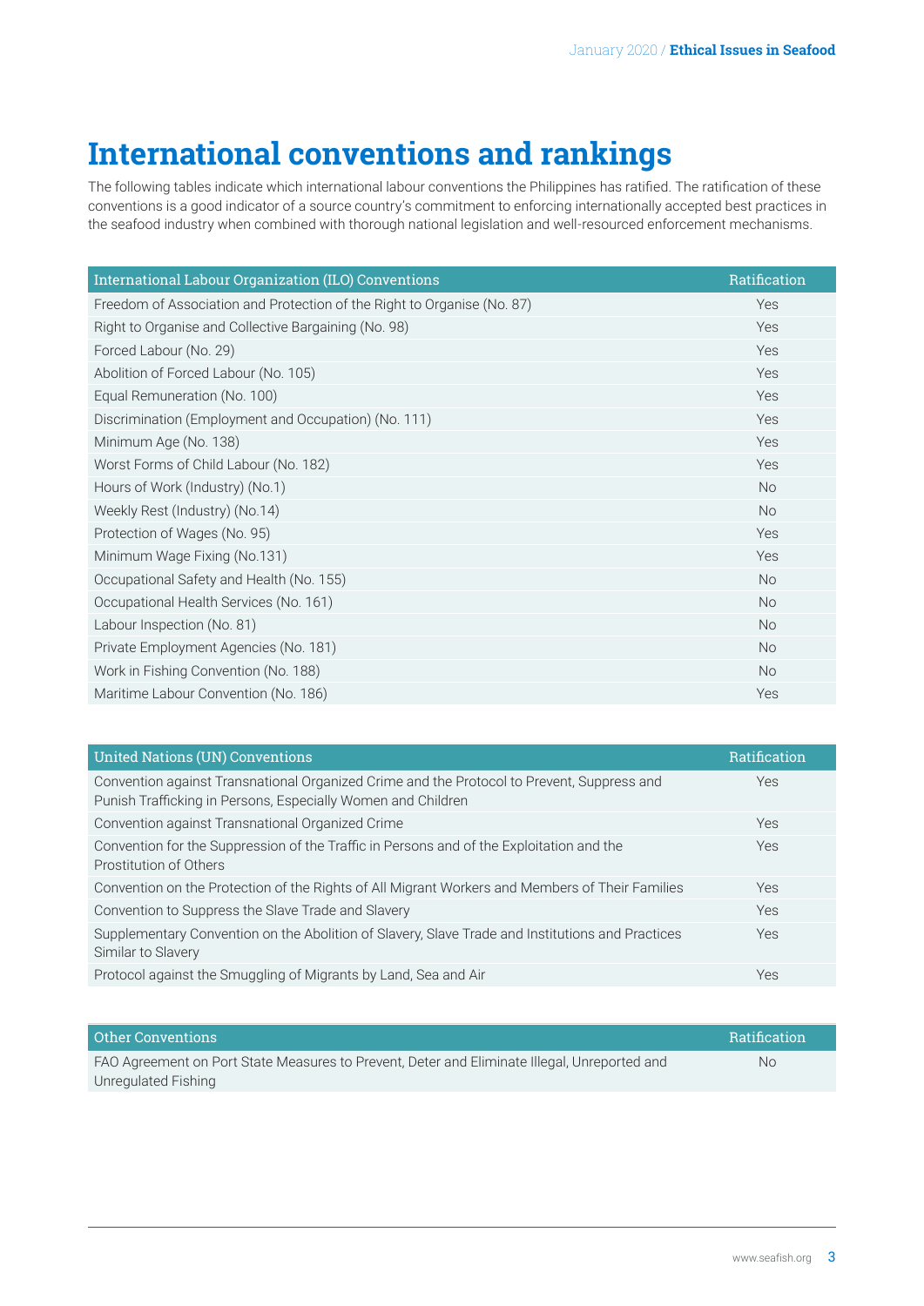# International conventions and rankings

The following tables indicate which international labour conventions the Philippines has ratified. The ratification of these conventions is a good indicator of a source country's commitment to enforcing internationally accepted best practices in the seafood industry when combined with thorough national legislation and well-resourced enforcement mechanisms.

| International Labour Organization (ILO) Conventions | Ratification |
|---|---|
| Freedom of Association and Protection of the Right to Organise (No. 87) | Yes |
| Right to Organise and Collective Bargaining (No. 98) | Yes |
| Forced Labour (No. 29) | Yes |
| Abolition of Forced Labour (No. 105) | Yes |
| Equal Remuneration (No. 100) | Yes |
| Discrimination (Employment and Occupation) (No. 111) | Yes |
| Minimum Age (No. 138) | Yes |
| Worst Forms of Child Labour (No. 182) | Yes |
| Hours of Work (Industry) (No.1) | No |
| Weekly Rest (Industry) (No.14) | No |
| Protection of Wages (No. 95) | Yes |
| Minimum Wage Fixing (No.131) | Yes |
| Occupational Safety and Health (No. 155) | No |
| Occupational Health Services (No. 161) | No |
| Labour Inspection (No. 81) | No |
| Private Employment Agencies (No. 181) | No |
| Work in Fishing Convention (No. 188) | No |
| Maritime Labour Convention (No. 186) | Yes |

| United Nations (UN) Conventions | Ratification |
|---|---|
| Convention against Transnational Organized Crime and the Protocol to Prevent, Suppress and Punish Trafficking in Persons, Especially Women and Children | Yes |
| Convention against Transnational Organized Crime | Yes |
| Convention for the Suppression of the Traffic in Persons and of the Exploitation and the Prostitution of Others | Yes |
| Convention on the Protection of the Rights of All Migrant Workers and Members of Their Families | Yes |
| Convention to Suppress the Slave Trade and Slavery | Yes |
| Supplementary Convention on the Abolition of Slavery, Slave Trade and Institutions and Practices Similar to Slavery | Yes |
| Protocol against the Smuggling of Migrants by Land, Sea and Air | Yes |

| Other Conventions | Ratification |
|---|---|
| FAO Agreement on Port State Measures to Prevent, Deter and Eliminate Illegal, Unreported and Unregulated Fishing | No |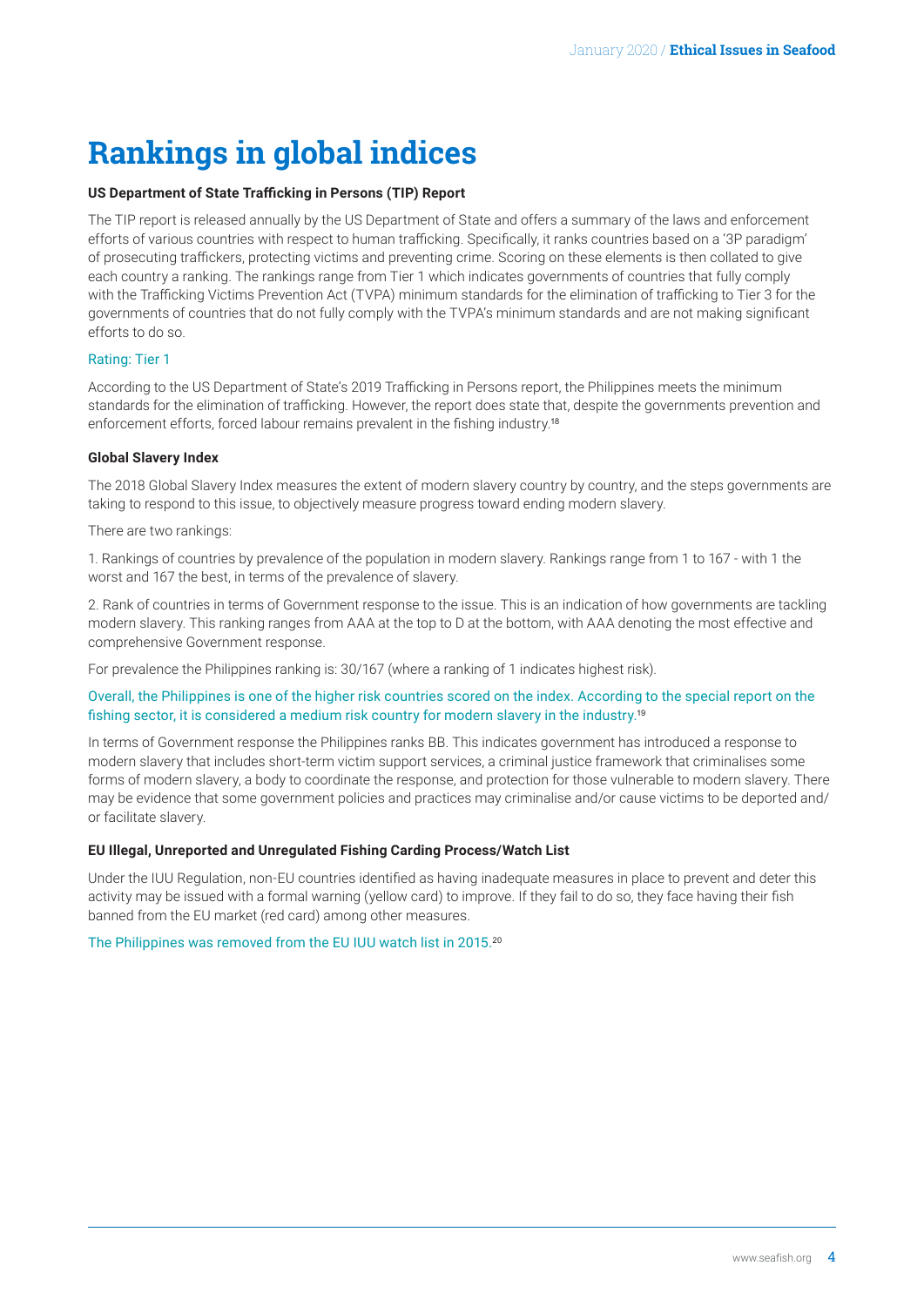# Rankings in global indices

**US Department of State Trafficking in Persons (TIP) Report**

The TIP report is released annually by the US Department of State and offers a summary of the laws and enforcement efforts of various countries with respect to human trafficking. Specifically, it ranks countries based on a '3P paradigm' of prosecuting traffickers, protecting victims and preventing crime. Scoring on these elements is then collated to give each country a ranking. The rankings range from Tier 1 which indicates governments of countries that fully comply with the Trafficking Victims Prevention Act (TVPA) minimum standards for the elimination of trafficking to Tier 3 for the governments of countries that do not fully comply with the TVPA's minimum standards and are not making significant efforts to do so.

Rating: Tier 1

According to the US Department of State's 2019 Trafficking in Persons report, the Philippines meets the minimum standards for the elimination of trafficking. However, the report does state that, despite the governments prevention and enforcement efforts, forced labour remains prevalent in the fishing industry.[18]

**Global Slavery Index**

The 2018 Global Slavery Index measures the extent of modern slavery country by country, and the steps governments are taking to respond to this issue, to objectively measure progress toward ending modern slavery.

There are two rankings:

1. Rankings of countries by prevalence of the population in modern slavery. Rankings range from 1 to 167 - with 1 the worst and 167 the best, in terms of the prevalence of slavery.

2. Rank of countries in terms of Government response to the issue. This is an indication of how governments are tackling modern slavery. This ranking ranges from AAA at the top to D at the bottom, with AAA denoting the most effective and comprehensive Government response.

For prevalence the Philippines ranking is: 30/167 (where a ranking of 1 indicates highest risk).

Overall, the Philippines is one of the higher risk countries scored on the index. According to the special report on the fishing sector, it is considered a medium risk country for modern slavery in the industry.[19]

In terms of Government response the Philippines ranks BB. This indicates government has introduced a response to modern slavery that includes short-term victim support services, a criminal justice framework that criminalises some forms of modern slavery, a body to coordinate the response, and protection for those vulnerable to modern slavery. There may be evidence that some government policies and practices may criminalise and/or cause victims to be deported and/or facilitate slavery.

**EU Illegal, Unreported and Unregulated Fishing Carding Process/Watch List**

Under the IUU Regulation, non-EU countries identified as having inadequate measures in place to prevent and deter this activity may be issued with a formal warning (yellow card) to improve. If they fail to do so, they face having their fish banned from the EU market (red card) among other measures.

The Philippines was removed from the EU IUU watch list in 2015.[20]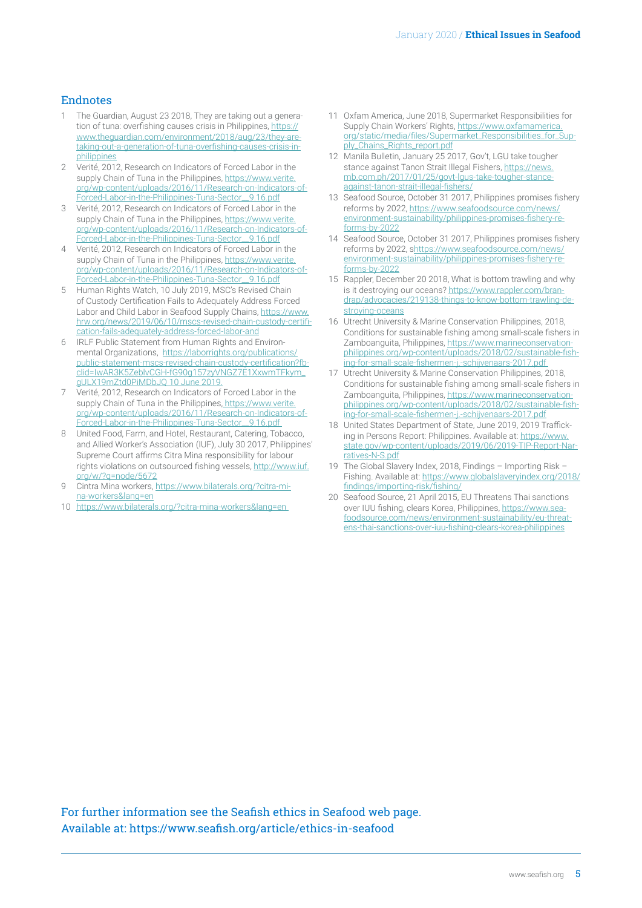## Endnotes

1. The Guardian, August 23 2018, They are taking out a generation of tuna: overfishing causes crisis in Philippines, https://www.theguardian.com/environment/2018/aug/23/they-are-taking-out-a-generation-of-tuna-overfishing-causes-crisis-in-philippines
2. Verité, 2012, Research on Indicators of Forced Labor in the supply Chain of Tuna in the Philippines, https://www.verite.org/wp-content/uploads/2016/11/Research-on-Indicators-of-Forced-Labor-in-the-Philippines-Tuna-Sector__9.16.pdf
3. Verité, 2012, Research on Indicators of Forced Labor in the supply Chain of Tuna in the Philippines, https://www.verite.org/wp-content/uploads/2016/11/Research-on-Indicators-of-Forced-Labor-in-the-Philippines-Tuna-Sector__9.16.pdf
4. Verité, 2012, Research on Indicators of Forced Labor in the supply Chain of Tuna in the Philippines, https://www.verite.org/wp-content/uploads/2016/11/Research-on-Indicators-of-Forced-Labor-in-the-Philippines-Tuna-Sector__9.16.pdf
5. Human Rights Watch, 10 July 2019, MSC's Revised Chain of Custody Certification Fails to Adequately Address Forced Labor and Child Labor in Seafood Supply Chains, https://www.hrw.org/news/2019/06/10/mscs-revised-chain-custody-certification-fails-adequately-address-forced-labor-and
6. IRLF Public Statement from Human Rights and Environmental Organizations, https://laborrights.org/publications/public-statement-mscs-revised-chain-custody-certification?fbclid=IwAR3K5ZeblvCGH-fG90g157zyVNGZ7E1XxwmTFkym_gULX19mZtd0PiMDbJQ 10 June 2019.
7. Verité, 2012, Research on Indicators of Forced Labor in the supply Chain of Tuna in the Philippines, https://www.verite.org/wp-content/uploads/2016/11/Research-on-Indicators-of-Forced-Labor-in-the-Philippines-Tuna-Sector__9.16.pdf
8. United Food, Farm, and Hotel, Restaurant, Catering, Tobacco, and Allied Worker's Association (IUF), July 30 2017, Philippines' Supreme Court affirms Citra Mina responsibility for labour rights violations on outsourced fishing vessels, http://www.iuf.org/w/?q=node/5672
9. Cintra Mina workers, https://www.bilaterals.org/?citra-mina-workers&lang=en
10. https://www.bilaterals.org/?citra-mina-workers&lang=en
11. Oxfam America, June 2018, Supermarket Responsibilities for Supply Chain Workers' Rights, https://www.oxfamamerica.org/static/media/files/Supermarket_Responsibilities_for_Supply_Chains_Rights_report.pdf
12. Manila Bulletin, January 25 2017, Gov't, LGU take tougher stance against Tanon Strait Illegal Fishers, https://news.mb.com.ph/2017/01/25/govt-lgus-take-tougher-stance-against-tanon-strait-illegal-fishers/
13. Seafood Source, October 31 2017, Philippines promises fishery reforms by 2022, https://www.seafoodsource.com/news/environment-sustainability/philippines-promises-fishery-reforms-by-2022
14. Seafood Source, October 31 2017, Philippines promises fishery reforms by 2022, shttps://www.seafoodsource.com/news/environment-sustainability/philippines-promises-fishery-reforms-by-2022
15. Rappler, December 20 2018, What is bottom trawling and why is it destroying our oceans? https://www.rappler.com/brandrap/advocacies/219138-things-to-know-bottom-trawling-destroying-oceans
16. Utrecht University & Marine Conservation Philippines, 2018, Conditions for sustainable fishing among small-scale fishers in Zamboanguita, Philippines, https://www.marineconservationphilippines.org/wp-content/uploads/2018/02/sustainable-fishing-for-small-scale-fishermen-j.-schijvenaars-2017.pdf
17. Utrecht University & Marine Conservation Philippines, 2018, Conditions for sustainable fishing among small-scale fishers in Zamboanguita, Philippines, https://www.marineconservationphilippines.org/wp-content/uploads/2018/02/sustainable-fishing-for-small-scale-fishermen-j.-schijvenaars-2017.pdf
18. United States Department of State, June 2019, 2019 Trafficking in Persons Report: Philippines. Available at: https://www.state.gov/wp-content/uploads/2019/06/2019-TIP-Report-Narratives-N-S.pdf
19. The Global Slavery Index, 2018, Findings – Importing Risk – Fishing. Available at: https://www.globalslaveryindex.org/2018/findings/importing-risk/fishing/
20. Seafood Source, 21 April 2015, EU Threatens Thai sanctions over IUU fishing, clears Korea, Philippines, https://www.seafoodsource.com/news/environment-sustainability/eu-threatens-thai-sanctions-over-iuu-fishing-clears-korea-philippines

For further information see the Seafish ethics in Seafood web page.
Available at: https://www.seafish.org/article/ethics-in-seafood